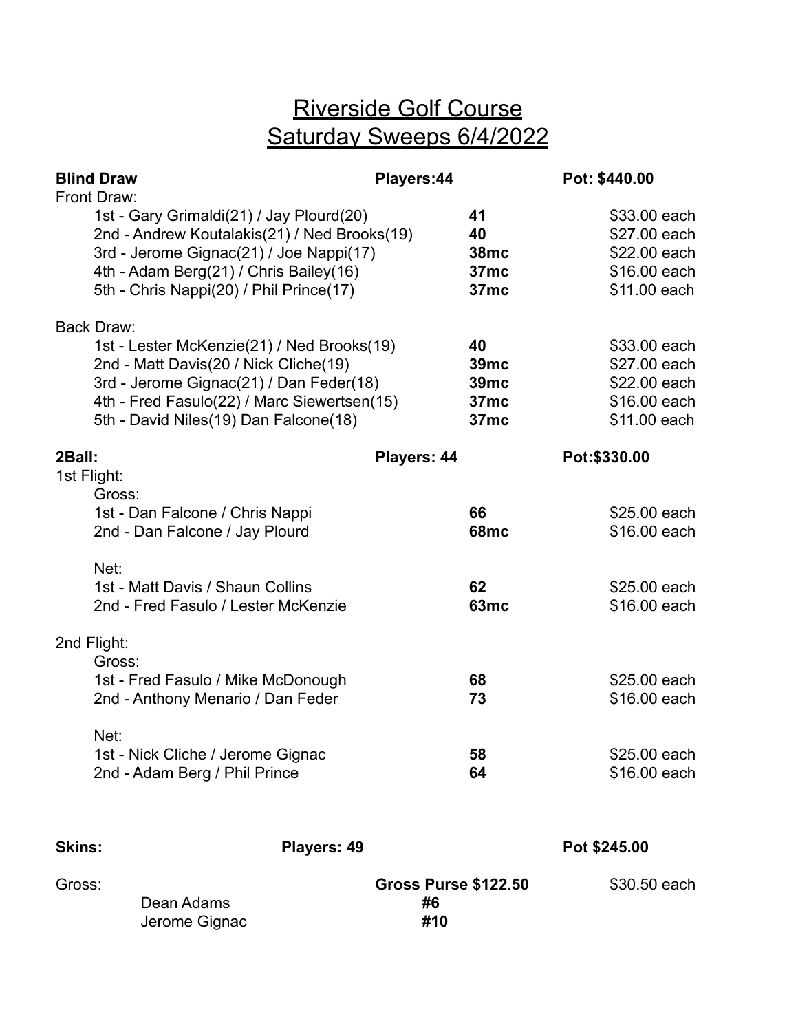# Riverside Golf Course
# Saturday Sweeps 6/4/2022

| **Blind Draw** | **Players:44** | **Pot: $440.00** |
|---|---|---|
| Front Draw: | | |
| 1st - Gary Grimaldi(21) / Jay Plourd(20) | **41** | $33.00 each |
| 2nd - Andrew Koutalakis(21) / Ned Brooks(19) | **40** | $27.00 each |
| 3rd - Jerome Gignac(21) / Joe Nappi(17) | **38mc** | $22.00 each |
| 4th - Adam Berg(21) / Chris Bailey(16) | **37mc** | $16.00 each |
| 5th - Chris Nappi(20) / Phil Prince(17) | **37mc** | $11.00 each |
| Back Draw: | | |
| 1st - Lester McKenzie(21) / Ned Brooks(19) | **40** | $33.00 each |
| 2nd - Matt Davis(20 / Nick Cliche(19) | **39mc** | $27.00 each |
| 3rd - Jerome Gignac(21) / Dan Feder(18) | **39mc** | $22.00 each |
| 4th - Fred Fasulo(22) / Marc Siewertsen(15) | **37mc** | $16.00 each |
| 5th - David Niles(19) Dan Falcone(18) | **37mc** | $11.00 each |

| **2Ball:** | **Players: 44** | **Pot:$330.00** |
|---|---|---|
| 1st Flight: | | |
| Gross: | | |
| 1st - Dan Falcone / Chris Nappi | **66** | $25.00 each |
| 2nd - Dan Falcone / Jay Plourd | **68mc** | $16.00 each |
| Net: | | |
| 1st - Matt Davis / Shaun Collins | **62** | $25.00 each |
| 2nd - Fred Fasulo / Lester McKenzie | **63mc** | $16.00 each |
| 2nd Flight: | | |
| Gross: | | |
| 1st - Fred Fasulo / Mike McDonough | **68** | $25.00 each |
| 2nd - Anthony Menario / Dan Feder | **73** | $16.00 each |
| Net: | | |
| 1st - Nick Cliche / Jerome Gignac | **58** | $25.00 each |
| 2nd - Adam Berg / Phil Prince | **64** | $16.00 each |

| **Skins:** | **Players: 49** | **Pot $245.00** |
|---|---|---|
| Gross: | **Gross Purse $122.50** | $30.50 each |
| Dean Adams | **#6** | |
| Jerome Gignac | **#10** | |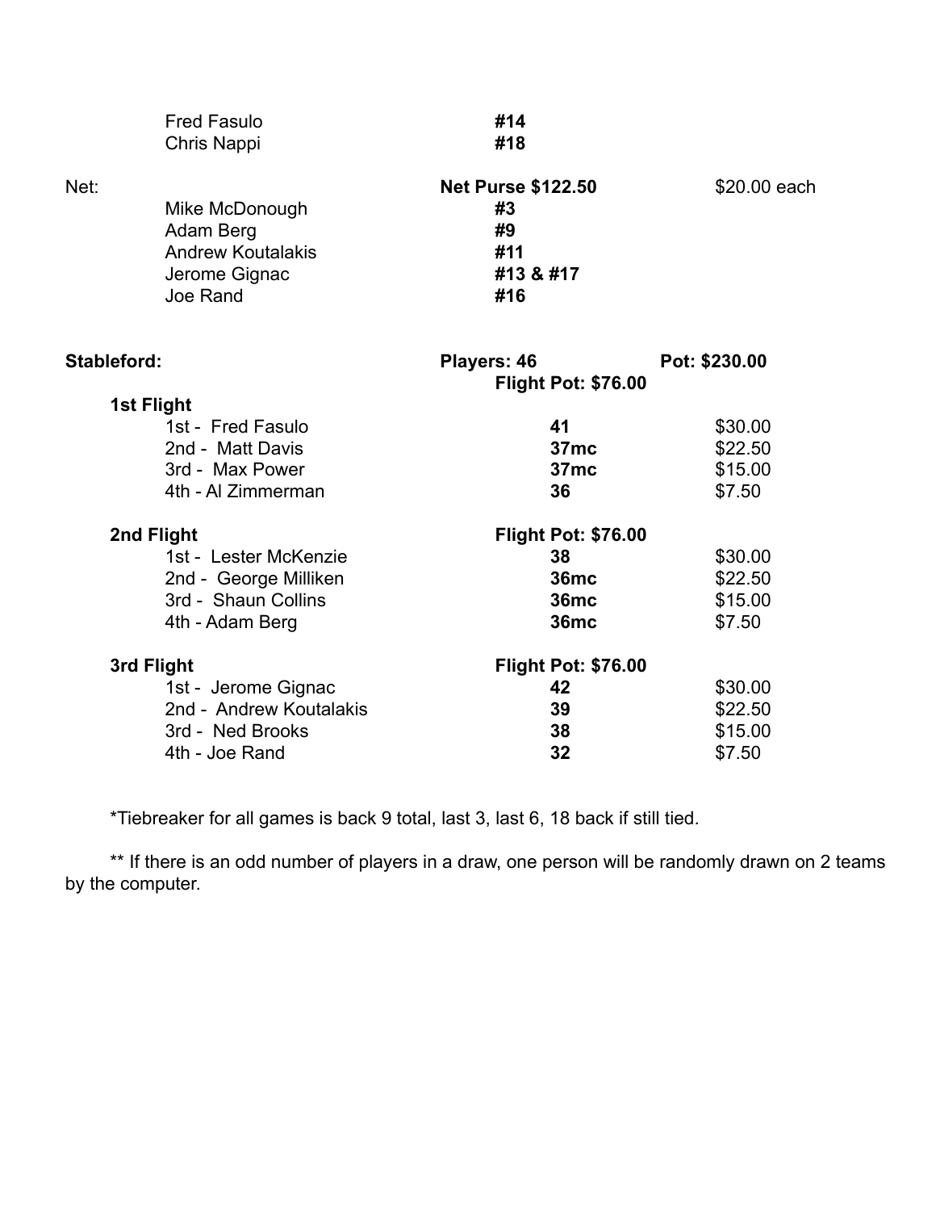| | | |
|---|---|---|
| | Fred Fasulo | **#14** |
| | Chris Nappi | **#18** |

| | | | |
|---|---|---|---|
| Net: | | **Net Purse $122.50** | $20.00 each |
| | Mike McDonough | **#3** | |
| | Adam Berg | **#9** | |
| | Andrew Koutalakis | **#11** | |
| | Jerome Gignac | **#13 & #17** | |
| | Joe Rand | **#16** | |

**Stableford:** **Players: 46** **Pot: $230.00**

| **1st Flight** | **Flight Pot: $76.00** | |
|---|---|---|
| 1st - Fred Fasulo | **41** | $30.00 |
| 2nd - Matt Davis | **37mc** | $22.50 |
| 3rd - Max Power | **37mc** | $15.00 |
| 4th - Al Zimmerman | **36** | $7.50 |

| **2nd Flight** | **Flight Pot: $76.00** | |
|---|---|---|
| 1st - Lester McKenzie | **38** | $30.00 |
| 2nd - George Milliken | **36mc** | $22.50 |
| 3rd - Shaun Collins | **36mc** | $15.00 |
| 4th - Adam Berg | **36mc** | $7.50 |

| **3rd Flight** | **Flight Pot: $76.00** | |
|---|---|---|
| 1st - Jerome Gignac | **42** | $30.00 |
| 2nd - Andrew Koutalakis | **39** | $22.50 |
| 3rd - Ned Brooks | **38** | $15.00 |
| 4th - Joe Rand | **32** | $7.50 |

*Tiebreaker for all games is back 9 total, last 3, last 6, 18 back if still tied.

** If there is an odd number of players in a draw, one person will be randomly drawn on 2 teams by the computer.